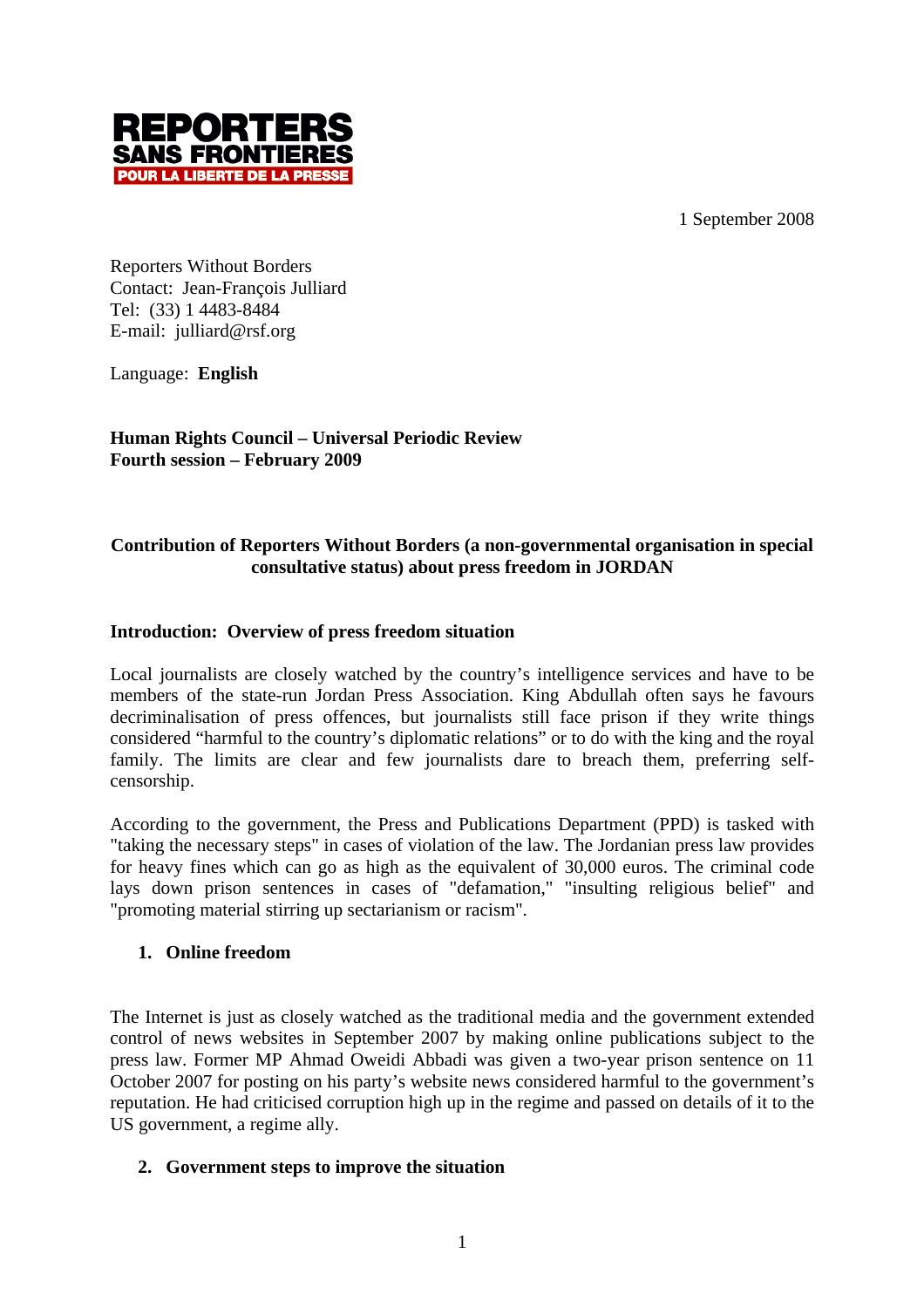**REPORTERS SANS FRONTIERES**
**POUR LA LIBERTE DE LA PRESSE**

1 September 2008

Reporters Without Borders
Contact: Jean-François Julliard
Tel: (33) 1 4483-8484
E-mail: julliard@rsf.org

Language: **English**

**Human Rights Council – Universal Periodic Review**
**Fourth session – February 2009**

**Contribution of Reporters Without Borders (a non-governmental organisation in special consultative status) about press freedom in JORDAN**

## Introduction: Overview of press freedom situation

Local journalists are closely watched by the country's intelligence services and have to be members of the state-run Jordan Press Association. King Abdullah often says he favours decriminalisation of press offences, but journalists still face prison if they write things considered "harmful to the country's diplomatic relations" or to do with the king and the royal family. The limits are clear and few journalists dare to breach them, preferring self-censorship.

According to the government, the Press and Publications Department (PPD) is tasked with "taking the necessary steps" in cases of violation of the law. The Jordanian press law provides for heavy fines which can go as high as the equivalent of 30,000 euros. The criminal code lays down prison sentences in cases of "defamation," "insulting religious belief" and "promoting material stirring up sectarianism or racism".

## 1. Online freedom

The Internet is just as closely watched as the traditional media and the government extended control of news websites in September 2007 by making online publications subject to the press law. Former MP Ahmad Oweidi Abbadi was given a two-year prison sentence on 11 October 2007 for posting on his party's website news considered harmful to the government's reputation. He had criticised corruption high up in the regime and passed on details of it to the US government, a regime ally.

## 2. Government steps to improve the situation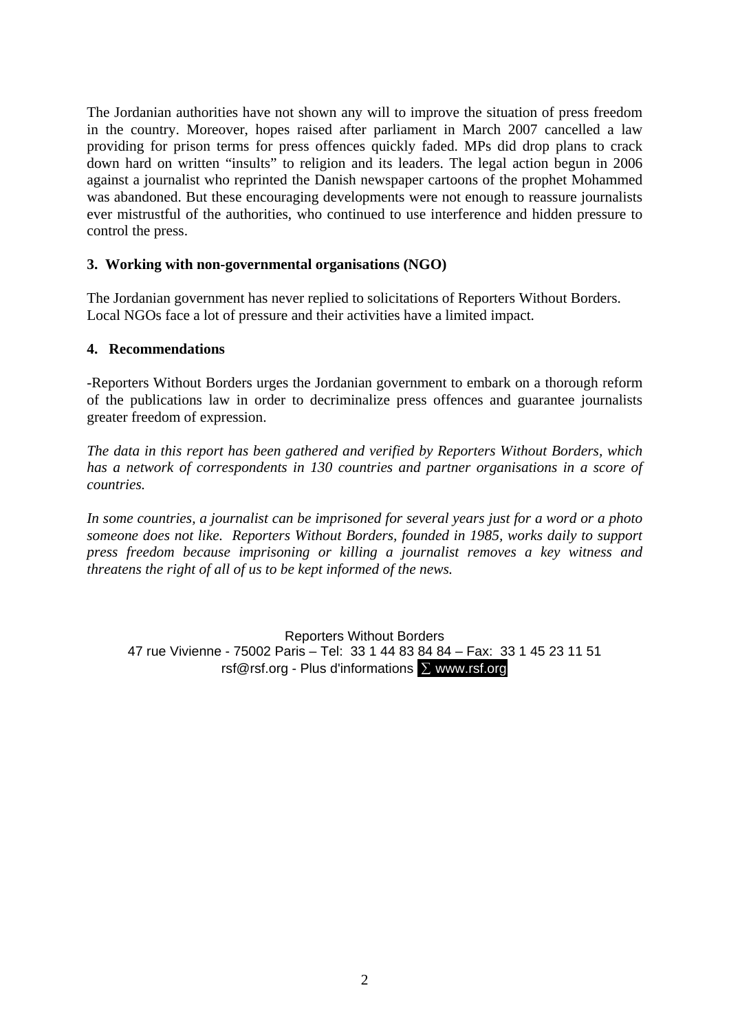The Jordanian authorities have not shown any will to improve the situation of press freedom in the country. Moreover, hopes raised after parliament in March 2007 cancelled a law providing for prison terms for press offences quickly faded. MPs did drop plans to crack down hard on written “insults” to religion and its leaders. The legal action begun in 2006 against a journalist who reprinted the Danish newspaper cartoons of the prophet Mohammed was abandoned. But these encouraging developments were not enough to reassure journalists ever mistrustful of the authorities, who continued to use interference and hidden pressure to control the press.

### 3. Working with non-governmental organisations (NGO)

The Jordanian government has never replied to solicitations of Reporters Without Borders. Local NGOs face a lot of pressure and their activities have a limited impact.

### 4. Recommendations

-Reporters Without Borders urges the Jordanian government to embark on a thorough reform of the publications law in order to decriminalize press offences and guarantee journalists greater freedom of expression.

*The data in this report has been gathered and verified by Reporters Without Borders, which has a network of correspondents in 130 countries and partner organisations in a score of countries.*

*In some countries, a journalist can be imprisoned for several years just for a word or a photo someone does not like. Reporters Without Borders, founded in 1985, works daily to support press freedom because imprisoning or killing a journalist removes a key witness and threatens the right of all of us to be kept informed of the news.*

Reporters Without Borders
47 rue Vivienne - 75002 Paris – Tel: 33 1 44 83 84 84 – Fax: 33 1 45 23 11 51
rsf@rsf.org - Plus d'informations ∑ www.rsf.org